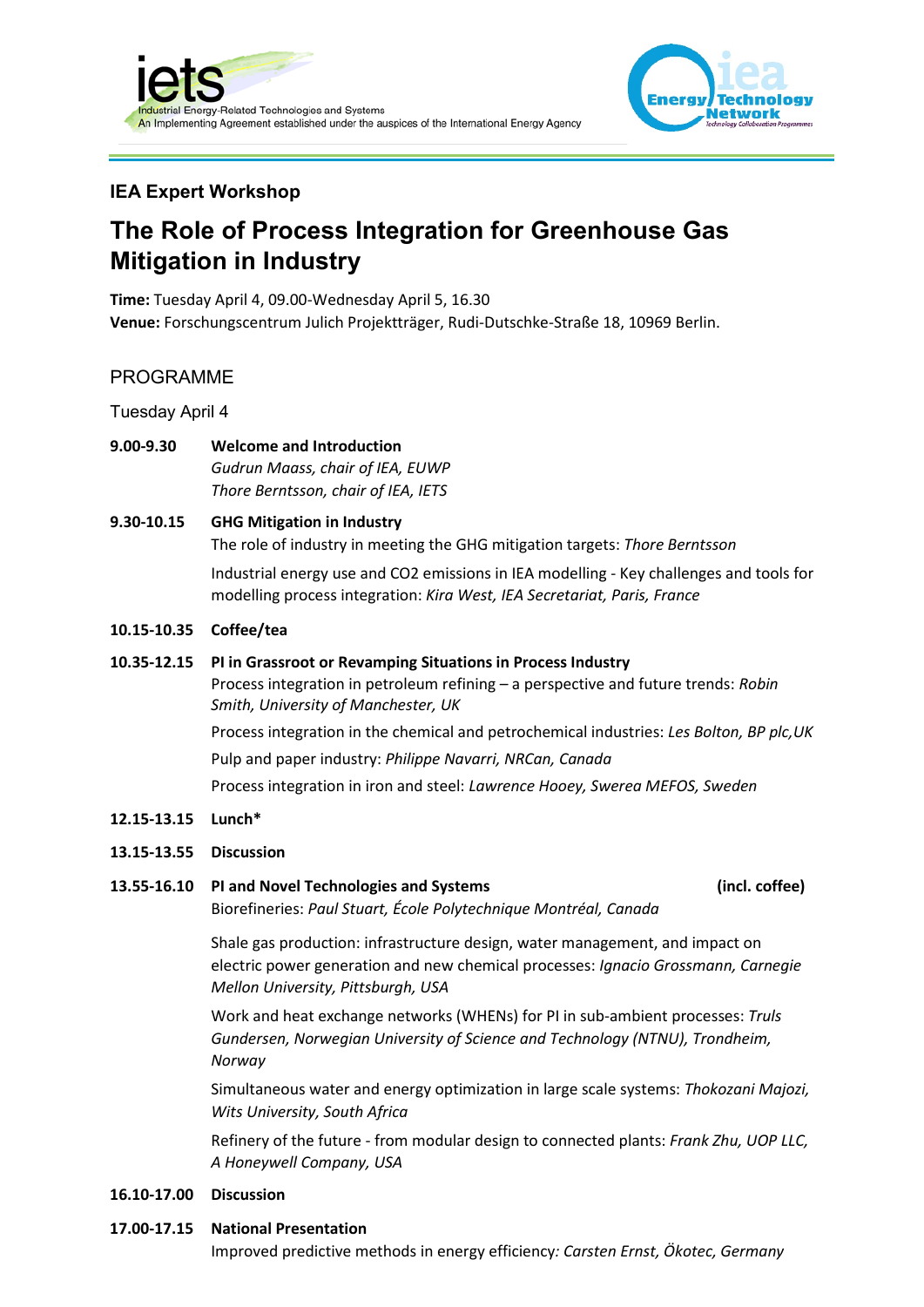iets
Industrial Energy-Related Technologies and Systems
An Implementing Agreement established under the auspices of the International Energy Agency

iea Energy Technology Network
Technology Collaboration Programmes

### IEA Expert Workshop

# The Role of Process Integration for Greenhouse Gas Mitigation in Industry

**Time:** Tuesday April 4, 09.00-Wednesday April 5, 16.30
**Venue:** Forschungscentrum Julich Projektträger, Rudi-Dutschke-Straße 18, 10969 Berlin.

## PROGRAMME

Tuesday April 4

**9.00-9.30** **Welcome and Introduction**
*Gudrun Maass, chair of IEA, EUWP*
*Thore Berntsson, chair of IEA, IETS*

**9.30-10.15** **GHG Mitigation in Industry**
The role of industry in meeting the GHG mitigation targets: *Thore Berntsson*

Industrial energy use and CO2 emissions in IEA modelling - Key challenges and tools for modelling process integration: *Kira West, IEA Secretariat, Paris, France*

**10.15-10.35** **Coffee/tea**

**10.35-12.15** **PI in Grassroot or Revamping Situations in Process Industry**
Process integration in petroleum refining – a perspective and future trends: *Robin Smith, University of Manchester, UK*

Process integration in the chemical and petrochemical industries: *Les Bolton, BP plc,UK*

Pulp and paper industry: *Philippe Navarri, NRCan, Canada*

Process integration in iron and steel: *Lawrence Hooey, Swerea MEFOS, Sweden*

**12.15-13.15** **Lunch***

**13.15-13.55** **Discussion**

**13.55-16.10** **PI and Novel Technologies and Systems** **(incl. coffee)**
Biorefineries: *Paul Stuart, École Polytechnique Montréal, Canada*

Shale gas production: infrastructure design, water management, and impact on electric power generation and new chemical processes: *Ignacio Grossmann, Carnegie Mellon University, Pittsburgh, USA*

Work and heat exchange networks (WHENs) for PI in sub-ambient processes: *Truls Gundersen, Norwegian University of Science and Technology (NTNU), Trondheim, Norway*

Simultaneous water and energy optimization in large scale systems: *Thokozani Majozi, Wits University, South Africa*

Refinery of the future - from modular design to connected plants: *Frank Zhu, UOP LLC, A Honeywell Company, USA*

**16.10-17.00** **Discussion**

**17.00-17.15** **National Presentation**
Improved predictive methods in energy efficiency*: Carsten Ernst, Ökotec, Germany*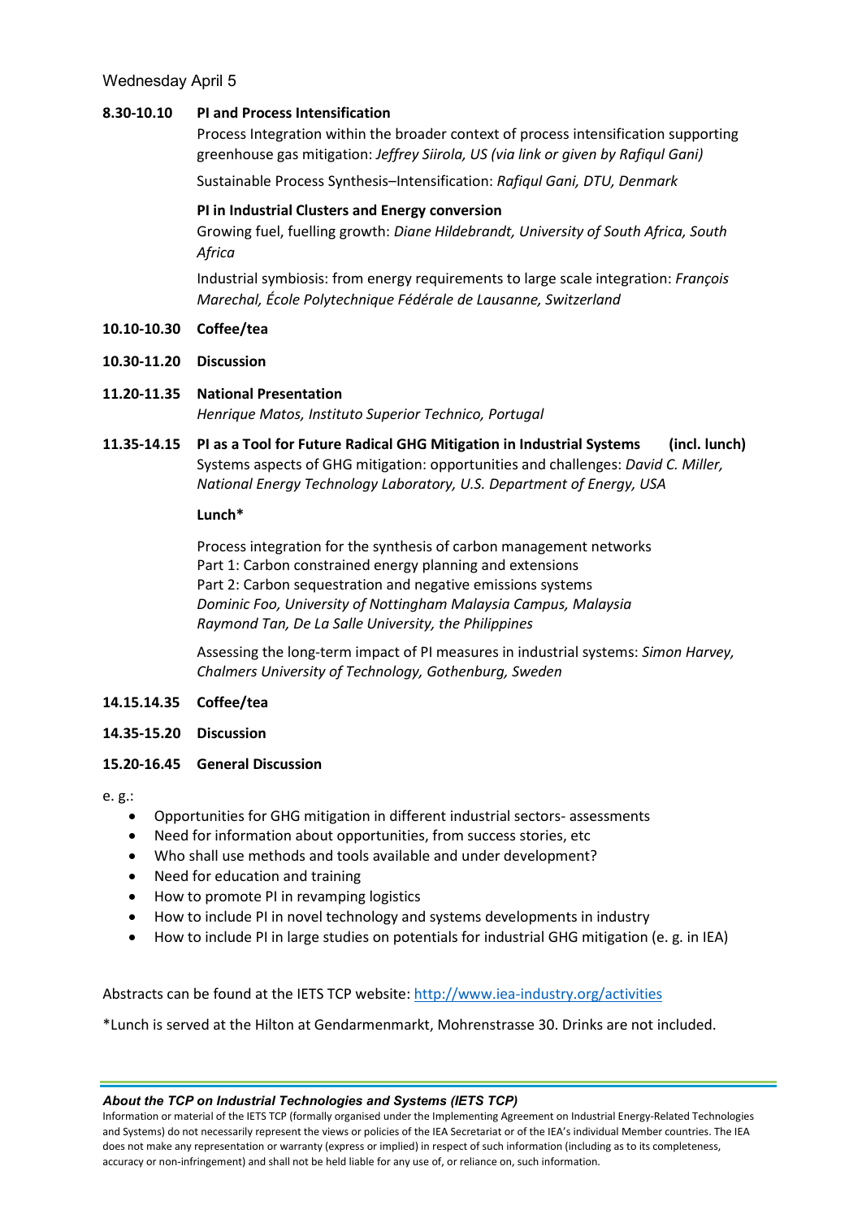Wednesday April 5

**8.30-10.10** **PI and Process Intensification**

Process Integration within the broader context of process intensification supporting greenhouse gas mitigation: *Jeffrey Siirola, US (via link or given by Rafiqul Gani)*

Sustainable Process Synthesis–Intensification: *Rafiqul Gani, DTU, Denmark*

**PI in Industrial Clusters and Energy conversion**

Growing fuel, fuelling growth: *Diane Hildebrandt, University of South Africa, South Africa*

Industrial symbiosis: from energy requirements to large scale integration: *François Marechal, École Polytechnique Fédérale de Lausanne, Switzerland*

**10.10-10.30** **Coffee/tea**

**10.30-11.20** **Discussion**

**11.20-11.35** **National Presentation**

*Henrique Matos, Instituto Superior Technico, Portugal*

**11.35-14.15** **PI as a Tool for Future Radical GHG Mitigation in Industrial Systems (incl. lunch)**

Systems aspects of GHG mitigation: opportunities and challenges: *David C. Miller, National Energy Technology Laboratory, U.S. Department of Energy, USA*

**Lunch***

Process integration for the synthesis of carbon management networks
Part 1: Carbon constrained energy planning and extensions
Part 2: Carbon sequestration and negative emissions systems
*Dominic Foo, University of Nottingham Malaysia Campus, Malaysia*
*Raymond Tan, De La Salle University, the Philippines*

Assessing the long-term impact of PI measures in industrial systems: *Simon Harvey, Chalmers University of Technology, Gothenburg, Sweden*

**14.15.14.35** **Coffee/tea**

**14.35-15.20** **Discussion**

**15.20-16.45** **General Discussion**

e. g.:

- Opportunities for GHG mitigation in different industrial sectors- assessments
- Need for information about opportunities, from success stories, etc
- Who shall use methods and tools available and under development?
- Need for education and training
- How to promote PI in revamping logistics
- How to include PI in novel technology and systems developments in industry
- How to include PI in large studies on potentials for industrial GHG mitigation (e. g. in IEA)

Abstracts can be found at the IETS TCP website: http://www.iea-industry.org/activities

*Lunch is served at the Hilton at Gendarmenmarkt, Mohrenstrasse 30. Drinks are not included.

***About the TCP on Industrial Technologies and Systems (IETS TCP)***

Information or material of the IETS TCP (formally organised under the Implementing Agreement on Industrial Energy-Related Technologies and Systems) do not necessarily represent the views or policies of the IEA Secretariat or of the IEA's individual Member countries. The IEA does not make any representation or warranty (express or implied) in respect of such information (including as to its completeness, accuracy or non-infringement) and shall not be held liable for any use of, or reliance on, such information.